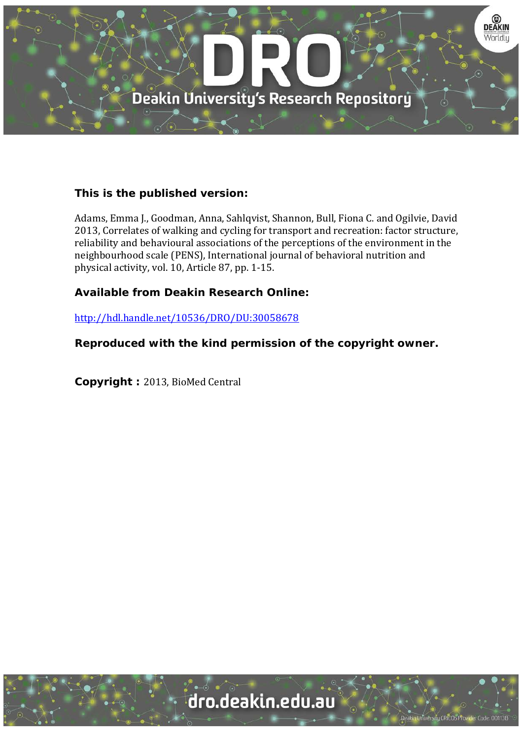**This is the published version:**

Adams, Emma J., Goodman, Anna, Sahlqvist, Shannon, Bull, Fiona C. and Ogilvie, David 2013, Correlates of walking and cycling for transport and recreation: factor structure, reliability and behavioural associations of the perceptions of the environment in the neighbourhood scale (PENS), International journal of behavioral nutrition and physical activity, vol. 10, Article 87, pp. 1-15.

**Available from Deakin Research Online:**

http://hdl.handle.net/10536/DRO/DU:30058678

**Reproduced with the kind permission of the copyright owner.**

**Copyright :** 2013, BioMed Central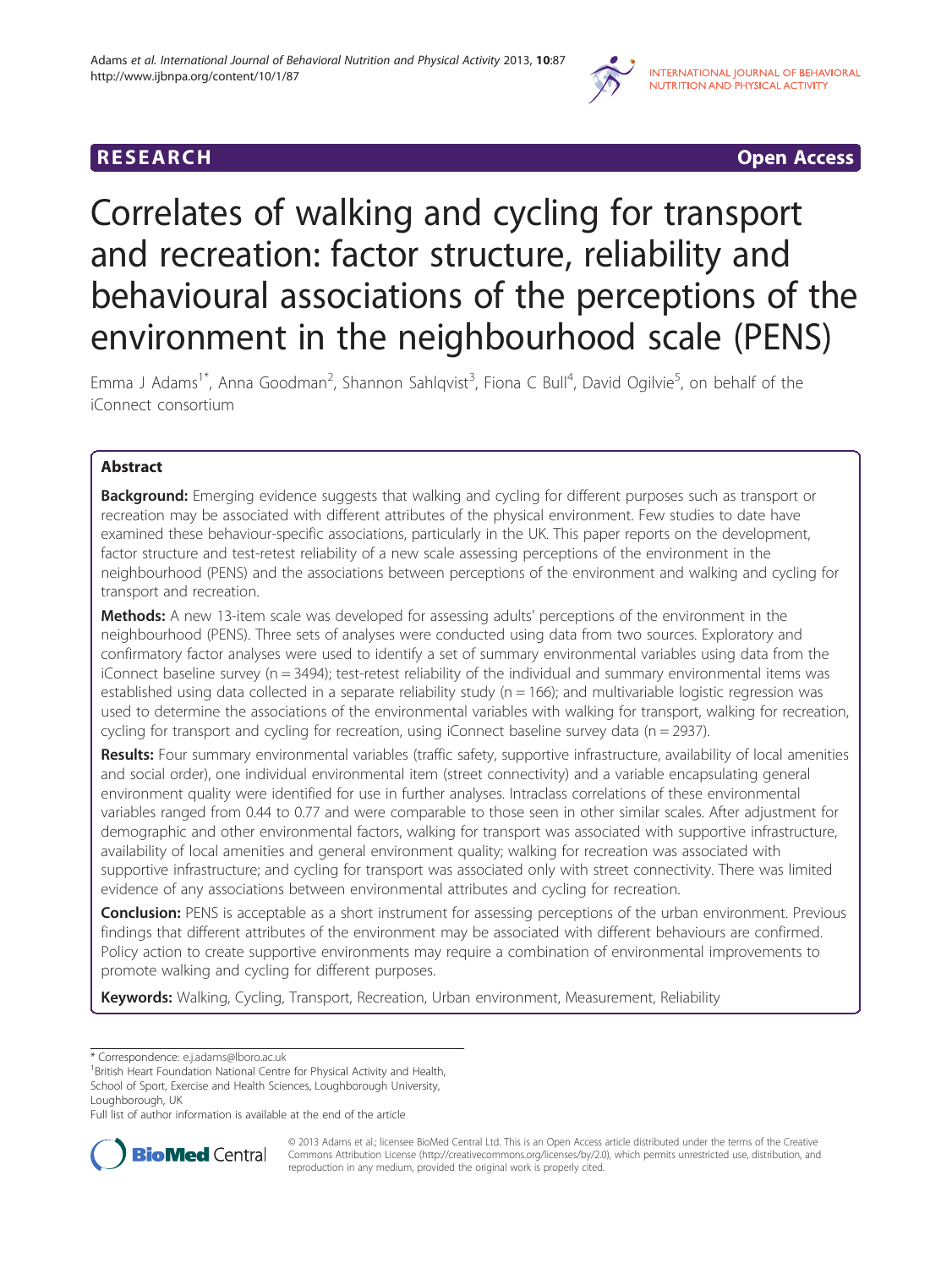# Correlates of walking and cycling for transport and recreation: factor structure, reliability and behavioural associations of the perceptions of the environment in the neighbourhood scale (PENS)

Emma J Adams[1*], Anna Goodman[2], Shannon Sahlqvist[3], Fiona C Bull[4], David Ogilvie[5], on behalf of the iConnect consortium

## Abstract

**Background:** Emerging evidence suggests that walking and cycling for different purposes such as transport or recreation may be associated with different attributes of the physical environment. Few studies to date have examined these behaviour-specific associations, particularly in the UK. This paper reports on the development, factor structure and test-retest reliability of a new scale assessing perceptions of the environment in the neighbourhood (PENS) and the associations between perceptions of the environment and walking and cycling for transport and recreation.

**Methods:** A new 13-item scale was developed for assessing adults' perceptions of the environment in the neighbourhood (PENS). Three sets of analyses were conducted using data from two sources. Exploratory and confirmatory factor analyses were used to identify a set of summary environmental variables using data from the iConnect baseline survey (n = 3494); test-retest reliability of the individual and summary environmental items was established using data collected in a separate reliability study (n = 166); and multivariable logistic regression was used to determine the associations of the environmental variables with walking for transport, walking for recreation, cycling for transport and cycling for recreation, using iConnect baseline survey data (n = 2937).

**Results:** Four summary environmental variables (traffic safety, supportive infrastructure, availability of local amenities and social order), one individual environmental item (street connectivity) and a variable encapsulating general environment quality were identified for use in further analyses. Intraclass correlations of these environmental variables ranged from 0.44 to 0.77 and were comparable to those seen in other similar scales. After adjustment for demographic and other environmental factors, walking for transport was associated with supportive infrastructure, availability of local amenities and general environment quality; walking for recreation was associated with supportive infrastructure; and cycling for transport was associated only with street connectivity. There was limited evidence of any associations between environmental attributes and cycling for recreation.

**Conclusion:** PENS is acceptable as a short instrument for assessing perceptions of the urban environment. Previous findings that different attributes of the environment may be associated with different behaviours are confirmed. Policy action to create supportive environments may require a combination of environmental improvements to promote walking and cycling for different purposes.

**Keywords:** Walking, Cycling, Transport, Recreation, Urban environment, Measurement, Reliability

---

\* Correspondence: e.j.adams@lboro.ac.uk

[1]British Heart Foundation National Centre for Physical Activity and Health, School of Sport, Exercise and Health Sciences, Loughborough University, Loughborough, UK

Full list of author information is available at the end of the article

© 2013 Adams et al.; licensee BioMed Central Ltd. This is an Open Access article distributed under the terms of the Creative Commons Attribution License (http://creativecommons.org/licenses/by/2.0), which permits unrestricted use, distribution, and reproduction in any medium, provided the original work is properly cited.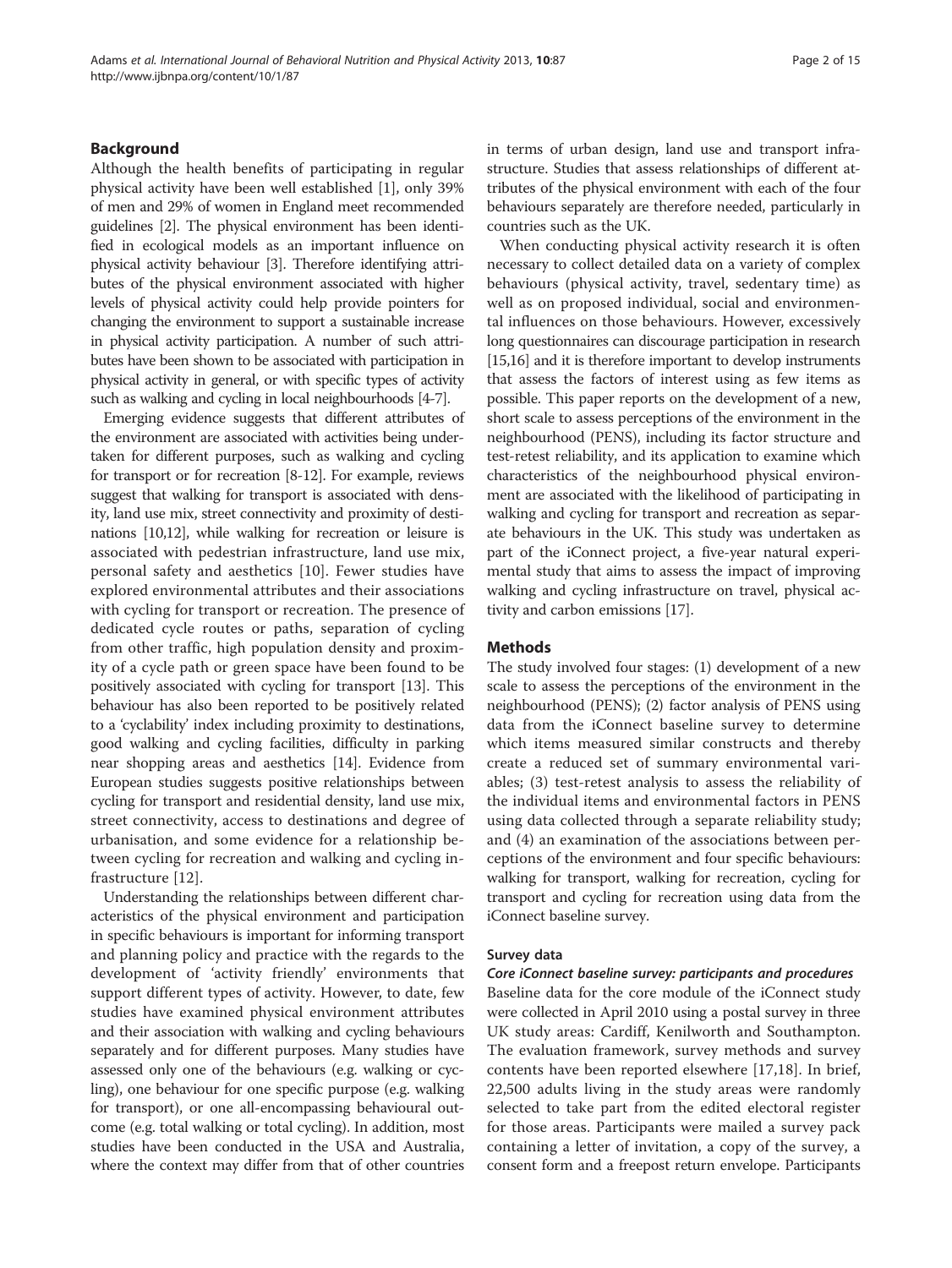## Background

Although the health benefits of participating in regular physical activity have been well established [1], only 39% of men and 29% of women in England meet recommended guidelines [2]. The physical environment has been identified in ecological models as an important influence on physical activity behaviour [3]. Therefore identifying attributes of the physical environment associated with higher levels of physical activity could help provide pointers for changing the environment to support a sustainable increase in physical activity participation. A number of such attributes have been shown to be associated with participation in physical activity in general, or with specific types of activity such as walking and cycling in local neighbourhoods [4-7].

Emerging evidence suggests that different attributes of the environment are associated with activities being undertaken for different purposes, such as walking and cycling for transport or for recreation [8-12]. For example, reviews suggest that walking for transport is associated with density, land use mix, street connectivity and proximity of destinations [10,12], while walking for recreation or leisure is associated with pedestrian infrastructure, land use mix, personal safety and aesthetics [10]. Fewer studies have explored environmental attributes and their associations with cycling for transport or recreation. The presence of dedicated cycle routes or paths, separation of cycling from other traffic, high population density and proximity of a cycle path or green space have been found to be positively associated with cycling for transport [13]. This behaviour has also been reported to be positively related to a 'cyclability' index including proximity to destinations, good walking and cycling facilities, difficulty in parking near shopping areas and aesthetics [14]. Evidence from European studies suggests positive relationships between cycling for transport and residential density, land use mix, street connectivity, access to destinations and degree of urbanisation, and some evidence for a relationship between cycling for recreation and walking and cycling infrastructure [12].

Understanding the relationships between different characteristics of the physical environment and participation in specific behaviours is important for informing transport and planning policy and practice with the regards to the development of 'activity friendly' environments that support different types of activity. However, to date, few studies have examined physical environment attributes and their association with walking and cycling behaviours separately and for different purposes. Many studies have assessed only one of the behaviours (e.g. walking or cycling), one behaviour for one specific purpose (e.g. walking for transport), or one all-encompassing behavioural outcome (e.g. total walking or total cycling). In addition, most studies have been conducted in the USA and Australia, where the context may differ from that of other countries in terms of urban design, land use and transport infrastructure. Studies that assess relationships of different attributes of the physical environment with each of the four behaviours separately are therefore needed, particularly in countries such as the UK.

When conducting physical activity research it is often necessary to collect detailed data on a variety of complex behaviours (physical activity, travel, sedentary time) as well as on proposed individual, social and environmental influences on those behaviours. However, excessively long questionnaires can discourage participation in research [15,16] and it is therefore important to develop instruments that assess the factors of interest using as few items as possible. This paper reports on the development of a new, short scale to assess perceptions of the environment in the neighbourhood (PENS), including its factor structure and test-retest reliability, and its application to examine which characteristics of the neighbourhood physical environment are associated with the likelihood of participating in walking and cycling for transport and recreation as separate behaviours in the UK. This study was undertaken as part of the iConnect project, a five-year natural experimental study that aims to assess the impact of improving walking and cycling infrastructure on travel, physical activity and carbon emissions [17].

## Methods

The study involved four stages: (1) development of a new scale to assess the perceptions of the environment in the neighbourhood (PENS); (2) factor analysis of PENS using data from the iConnect baseline survey to determine which items measured similar constructs and thereby create a reduced set of summary environmental variables; (3) test-retest analysis to assess the reliability of the individual items and environmental factors in PENS using data collected through a separate reliability study; and (4) an examination of the associations between perceptions of the environment and four specific behaviours: walking for transport, walking for recreation, cycling for transport and cycling for recreation using data from the iConnect baseline survey.

### Survey data

#### *Core iConnect baseline survey: participants and procedures*

Baseline data for the core module of the iConnect study were collected in April 2010 using a postal survey in three UK study areas: Cardiff, Kenilworth and Southampton. The evaluation framework, survey methods and survey contents have been reported elsewhere [17,18]. In brief, 22,500 adults living in the study areas were randomly selected to take part from the edited electoral register for those areas. Participants were mailed a survey pack containing a letter of invitation, a copy of the survey, a consent form and a freepost return envelope. Participants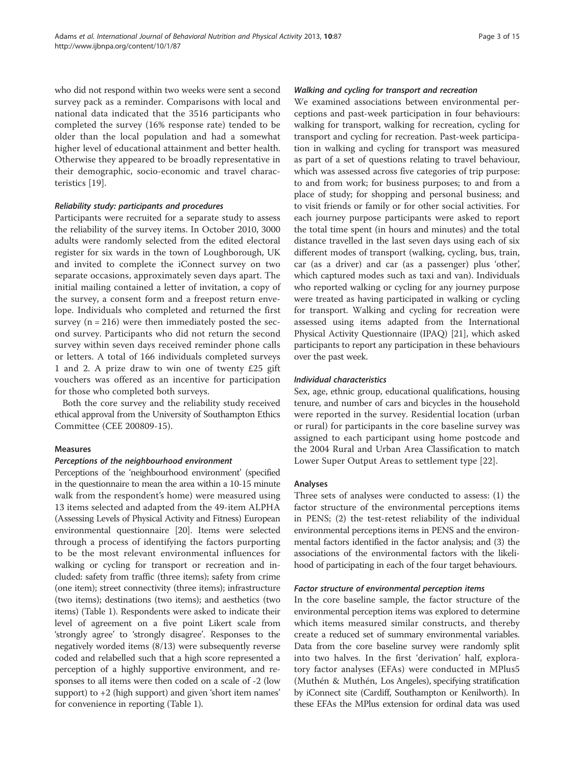who did not respond within two weeks were sent a second survey pack as a reminder. Comparisons with local and national data indicated that the 3516 participants who completed the survey (16% response rate) tended to be older than the local population and had a somewhat higher level of educational attainment and better health. Otherwise they appeared to be broadly representative in their demographic, socio-economic and travel characteristics [19].

#### *Reliability study: participants and procedures*

Participants were recruited for a separate study to assess the reliability of the survey items. In October 2010, 3000 adults were randomly selected from the edited electoral register for six wards in the town of Loughborough, UK and invited to complete the iConnect survey on two separate occasions, approximately seven days apart. The initial mailing contained a letter of invitation, a copy of the survey, a consent form and a freepost return envelope. Individuals who completed and returned the first survey (n = 216) were then immediately posted the second survey. Participants who did not return the second survey within seven days received reminder phone calls or letters. A total of 166 individuals completed surveys 1 and 2. A prize draw to win one of twenty £25 gift vouchers was offered as an incentive for participation for those who completed both surveys.

Both the core survey and the reliability study received ethical approval from the University of Southampton Ethics Committee (CEE 200809-15).

### Measures

#### *Perceptions of the neighbourhood environment*

Perceptions of the 'neighbourhood environment' (specified in the questionnaire to mean the area within a 10-15 minute walk from the respondent's home) were measured using 13 items selected and adapted from the 49-item ALPHA (Assessing Levels of Physical Activity and Fitness) European environmental questionnaire [20]. Items were selected through a process of identifying the factors purporting to be the most relevant environmental influences for walking or cycling for transport or recreation and included: safety from traffic (three items); safety from crime (one item); street connectivity (three items); infrastructure (two items); destinations (two items); and aesthetics (two items) (Table 1). Respondents were asked to indicate their level of agreement on a five point Likert scale from 'strongly agree' to 'strongly disagree'. Responses to the negatively worded items (8/13) were subsequently reverse coded and relabelled such that a high score represented a perception of a highly supportive environment, and responses to all items were then coded on a scale of -2 (low support) to +2 (high support) and given 'short item names' for convenience in reporting (Table 1).

#### *Walking and cycling for transport and recreation*

We examined associations between environmental perceptions and past-week participation in four behaviours: walking for transport, walking for recreation, cycling for transport and cycling for recreation. Past-week participation in walking and cycling for transport was measured as part of a set of questions relating to travel behaviour, which was assessed across five categories of trip purpose: to and from work; for business purposes; to and from a place of study; for shopping and personal business; and to visit friends or family or for other social activities. For each journey purpose participants were asked to report the total time spent (in hours and minutes) and the total distance travelled in the last seven days using each of six different modes of transport (walking, cycling, bus, train, car (as a driver) and car (as a passenger) plus 'other', which captured modes such as taxi and van). Individuals who reported walking or cycling for any journey purpose were treated as having participated in walking or cycling for transport. Walking and cycling for recreation were assessed using items adapted from the International Physical Activity Questionnaire (IPAQ) [21], which asked participants to report any participation in these behaviours over the past week.

#### *Individual characteristics*

Sex, age, ethnic group, educational qualifications, housing tenure, and number of cars and bicycles in the household were reported in the survey. Residential location (urban or rural) for participants in the core baseline survey was assigned to each participant using home postcode and the 2004 Rural and Urban Area Classification to match Lower Super Output Areas to settlement type [22].

### Analyses

Three sets of analyses were conducted to assess: (1) the factor structure of the environmental perceptions items in PENS; (2) the test-retest reliability of the individual environmental perceptions items in PENS and the environmental factors identified in the factor analysis; and (3) the associations of the environmental factors with the likelihood of participating in each of the four target behaviours.

#### *Factor structure of environmental perception items*

In the core baseline sample, the factor structure of the environmental perception items was explored to determine which items measured similar constructs, and thereby create a reduced set of summary environmental variables. Data from the core baseline survey were randomly split into two halves. In the first 'derivation' half, exploratory factor analyses (EFAs) were conducted in MPlus5 (Muthén & Muthén, Los Angeles), specifying stratification by iConnect site (Cardiff, Southampton or Kenilworth). In these EFAs the MPlus extension for ordinal data was used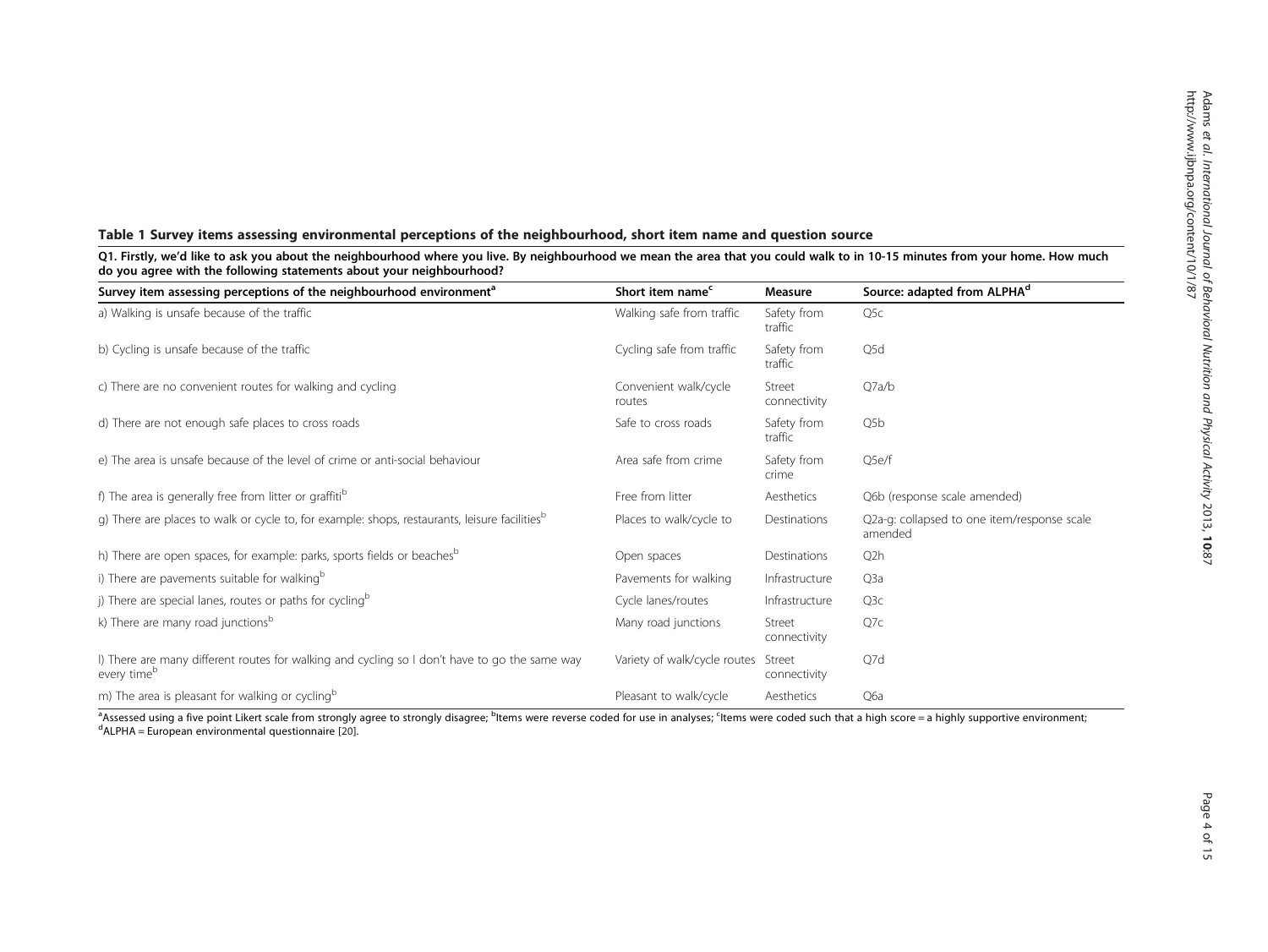**Table 1 Survey items assessing environmental perceptions of the neighbourhood, short item name and question source**

**Q1. Firstly, we'd like to ask you about the neighbourhood where you live. By neighbourhood we mean the area that you could walk to in 10-15 minutes from your home. How much do you agree with the following statements about your neighbourhood?**

| Survey item assessing perceptions of the neighbourhood environment[a] | Short item name[c] | Measure | Source: adapted from ALPHA[d] |
|---|---|---|---|
| a) Walking is unsafe because of the traffic | Walking safe from traffic | Safety from traffic | Q5c |
| b) Cycling is unsafe because of the traffic | Cycling safe from traffic | Safety from traffic | Q5d |
| c) There are no convenient routes for walking and cycling | Convenient walk/cycle routes | Street connectivity | Q7a/b |
| d) There are not enough safe places to cross roads | Safe to cross roads | Safety from traffic | Q5b |
| e) The area is unsafe because of the level of crime or anti-social behaviour | Area safe from crime | Safety from crime | Q5e/f |
| f) The area is generally free from litter or graffiti[b] | Free from litter | Aesthetics | Q6b (response scale amended) |
| g) There are places to walk or cycle to, for example: shops, restaurants, leisure facilities[b] | Places to walk/cycle to | Destinations | Q2a-g: collapsed to one item/response scale amended |
| h) There are open spaces, for example: parks, sports fields or beaches[b] | Open spaces | Destinations | Q2h |
| i) There are pavements suitable for walking[b] | Pavements for walking | Infrastructure | Q3a |
| j) There are special lanes, routes or paths for cycling[b] | Cycle lanes/routes | Infrastructure | Q3c |
| k) There are many road junctions[b] | Many road junctions | Street connectivity | Q7c |
| l) There are many different routes for walking and cycling so I don't have to go the same way every time[b] | Variety of walk/cycle routes | Street connectivity | Q7d |
| m) The area is pleasant for walking or cycling[b] | Pleasant to walk/cycle | Aesthetics | Q6a |

[a]Assessed using a five point Likert scale from strongly agree to strongly disagree; [b]Items were reverse coded for use in analyses; [c]Items were coded such that a high score = a highly supportive environment; [d]ALPHA = European environmental questionnaire [20].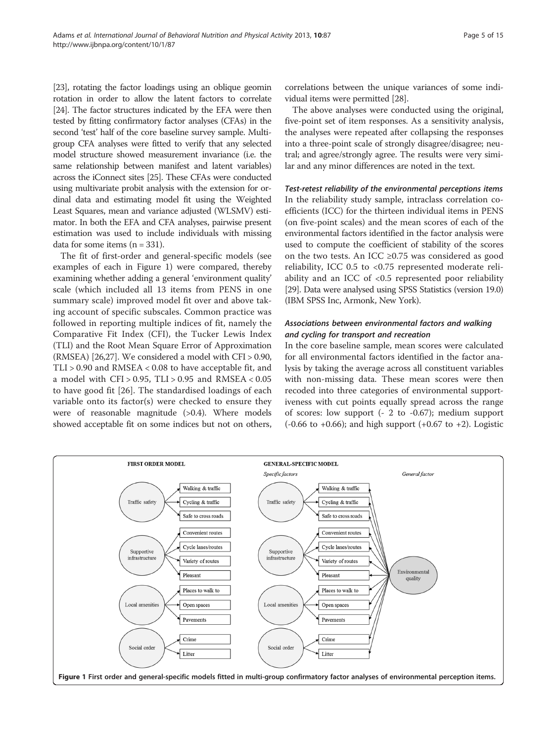[23], rotating the factor loadings using an oblique geomin rotation in order to allow the latent factors to correlate [24]. The factor structures indicated by the EFA were then tested by fitting confirmatory factor analyses (CFAs) in the second 'test' half of the core baseline survey sample. Multi-group CFA analyses were fitted to verify that any selected model structure showed measurement invariance (i.e. the same relationship between manifest and latent variables) across the iConnect sites [25]. These CFAs were conducted using multivariate probit analysis with the extension for ordinal data and estimating model fit using the Weighted Least Squares, mean and variance adjusted (WLSMV) estimator. In both the EFA and CFA analyses, pairwise present estimation was used to include individuals with missing data for some items (n = 331).

The fit of first-order and general-specific models (see examples of each in Figure 1) were compared, thereby examining whether adding a general 'environment quality' scale (which included all 13 items from PENS in one summary scale) improved model fit over and above taking account of specific subscales. Common practice was followed in reporting multiple indices of fit, namely the Comparative Fit Index (CFI), the Tucker Lewis Index (TLI) and the Root Mean Square Error of Approximation (RMSEA) [26,27]. We considered a model with CFI > 0.90, TLI > 0.90 and RMSEA < 0.08 to have acceptable fit, and a model with CFI > 0.95, TLI > 0.95 and RMSEA < 0.05 to have good fit [26]. The standardised loadings of each variable onto its factor(s) were checked to ensure they were of reasonable magnitude (>0.4). Where models showed acceptable fit on some indices but not on others, correlations between the unique variances of some individual items were permitted [28].

The above analyses were conducted using the original, five-point set of item responses. As a sensitivity analysis, the analyses were repeated after collapsing the responses into a three-point scale of strongly disagree/disagree; neutral; and agree/strongly agree. The results were very similar and any minor differences are noted in the text.

#### *Test-retest reliability of the environmental perceptions items*

In the reliability study sample, intraclass correlation coefficients (ICC) for the thirteen individual items in PENS (on five-point scales) and the mean scores of each of the environmental factors identified in the factor analysis were used to compute the coefficient of stability of the scores on the two tests. An ICC ≥0.75 was considered as good reliability, ICC 0.5 to <0.75 represented moderate reliability and an ICC of <0.5 represented poor reliability [29]. Data were analysed using SPSS Statistics (version 19.0) (IBM SPSS Inc, Armonk, New York).

#### *Associations between environmental factors and walking and cycling for transport and recreation*

In the core baseline sample, mean scores were calculated for all environmental factors identified in the factor analysis by taking the average across all constituent variables with non-missing data. These mean scores were then recoded into three categories of environmental supportiveness with cut points equally spread across the range of scores: low support (- 2 to -0.67); medium support (-0.66 to +0.66); and high support (+0.67 to +2). Logistic

**Figure 1 First order and general-specific models fitted in multi-group confirmatory factor analyses of environmental perception items.**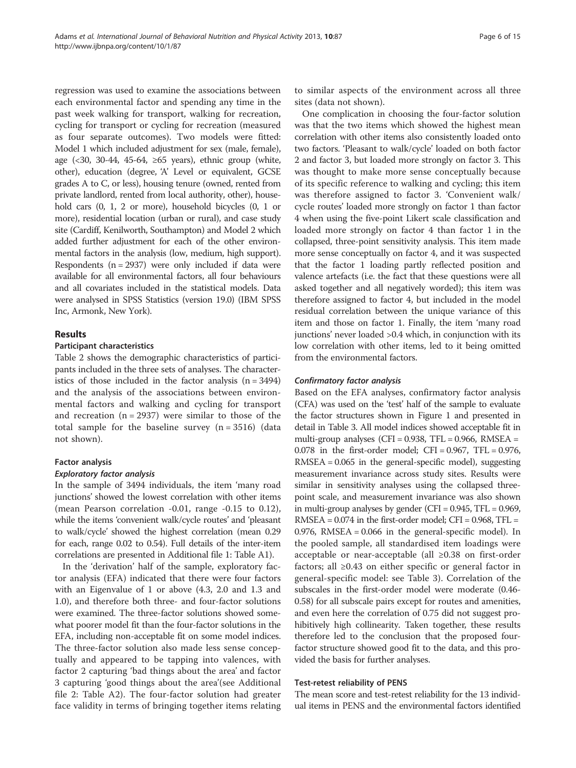regression was used to examine the associations between each environmental factor and spending any time in the past week walking for transport, walking for recreation, cycling for transport or cycling for recreation (measured as four separate outcomes). Two models were fitted: Model 1 which included adjustment for sex (male, female), age (<30, 30-44, 45-64, ≥65 years), ethnic group (white, other), education (degree, 'A' Level or equivalent, GCSE grades A to C, or less), housing tenure (owned, rented from private landlord, rented from local authority, other), household cars (0, 1, 2 or more), household bicycles (0, 1 or more), residential location (urban or rural), and case study site (Cardiff, Kenilworth, Southampton) and Model 2 which added further adjustment for each of the other environmental factors in the analysis (low, medium, high support). Respondents (n = 2937) were only included if data were available for all environmental factors, all four behaviours and all covariates included in the statistical models. Data were analysed in SPSS Statistics (version 19.0) (IBM SPSS Inc, Armonk, New York).

## Results

### Participant characteristics

Table 2 shows the demographic characteristics of participants included in the three sets of analyses. The characteristics of those included in the factor analysis (n = 3494) and the analysis of the associations between environmental factors and walking and cycling for transport and recreation (n = 2937) were similar to those of the total sample for the baseline survey (n = 3516) (data not shown).

### Factor analysis

#### *Exploratory factor analysis*

In the sample of 3494 individuals, the item 'many road junctions' showed the lowest correlation with other items (mean Pearson correlation -0.01, range -0.15 to 0.12), while the items 'convenient walk/cycle routes' and 'pleasant to walk/cycle' showed the highest correlation (mean 0.29 for each, range 0.02 to 0.54). Full details of the inter-item correlations are presented in Additional file 1: Table A1).

In the 'derivation' half of the sample, exploratory factor analysis (EFA) indicated that there were four factors with an Eigenvalue of 1 or above (4.3, 2.0 and 1.3 and 1.0), and therefore both three- and four-factor solutions were examined. The three-factor solutions showed somewhat poorer model fit than the four-factor solutions in the EFA, including non-acceptable fit on some model indices. The three-factor solution also made less sense conceptually and appeared to be tapping into valences, with factor 2 capturing 'bad things about the area' and factor 3 capturing 'good things about the area'(see Additional file 2: Table A2). The four-factor solution had greater face validity in terms of bringing together items relating to similar aspects of the environment across all three sites (data not shown).

One complication in choosing the four-factor solution was that the two items which showed the highest mean correlation with other items also consistently loaded onto two factors. 'Pleasant to walk/cycle' loaded on both factor 2 and factor 3, but loaded more strongly on factor 3. This was thought to make more sense conceptually because of its specific reference to walking and cycling; this item was therefore assigned to factor 3. 'Convenient walk/cycle routes' loaded more strongly on factor 1 than factor 4 when using the five-point Likert scale classification and loaded more strongly on factor 4 than factor 1 in the collapsed, three-point sensitivity analysis. This item made more sense conceptually on factor 4, and it was suspected that the factor 1 loading partly reflected position and valence artefacts (i.e. the fact that these questions were all asked together and all negatively worded); this item was therefore assigned to factor 4, but included in the model residual correlation between the unique variance of this item and those on factor 1. Finally, the item 'many road junctions' never loaded >0.4 which, in conjunction with its low correlation with other items, led to it being omitted from the environmental factors.

#### *Confirmatory factor analysis*

Based on the EFA analyses, confirmatory factor analysis (CFA) was used on the 'test' half of the sample to evaluate the factor structures shown in Figure 1 and presented in detail in Table 3. All model indices showed acceptable fit in multi-group analyses (CFI = 0.938, TFL = 0.966, RMSEA = 0.078 in the first-order model; CFI = 0.967, TFL = 0.976, RMSEA = 0.065 in the general-specific model), suggesting measurement invariance across study sites. Results were similar in sensitivity analyses using the collapsed three-point scale, and measurement invariance was also shown in multi-group analyses by gender (CFI = 0.945, TFL = 0.969, RMSEA = 0.074 in the first-order model; CFI = 0.968, TFL = 0.976, RMSEA = 0.066 in the general-specific model). In the pooled sample, all standardised item loadings were acceptable or near-acceptable (all ≥0.38 on first-order factors; all ≥0.43 on either specific or general factor in general-specific model: see Table 3). Correlation of the subscales in the first-order model were moderate (0.46-0.58) for all subscale pairs except for routes and amenities, and even here the correlation of 0.75 did not suggest prohibitively high collinearity. Taken together, these results therefore led to the conclusion that the proposed four-factor structure showed good fit to the data, and this provided the basis for further analyses.

### Test-retest reliability of PENS

The mean score and test-retest reliability for the 13 individual items in PENS and the environmental factors identified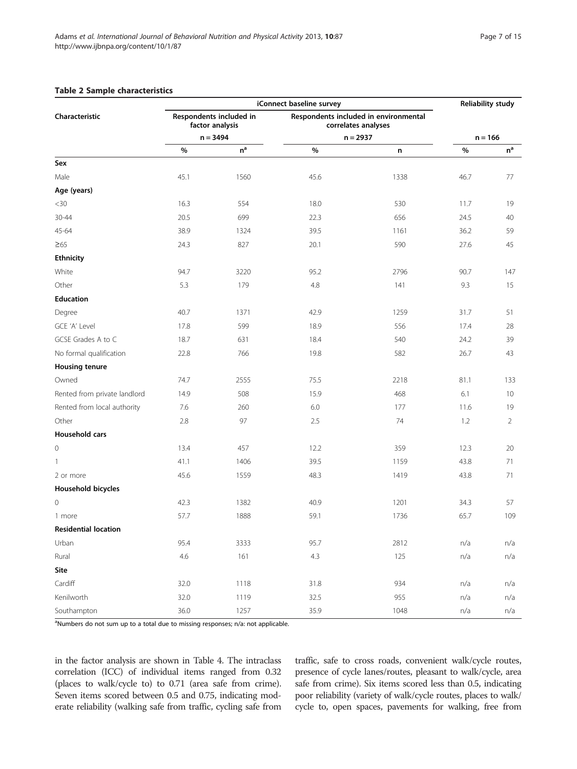**Table 2 Sample characteristics**

| Characteristic | iConnect baseline survey | | | | Reliability study | |
|---|---|---|---|---|---|---|
| | Respondents included in factor analysis | | Respondents included in environmental correlates analyses | | | |
| | n = 3494 | | n = 2937 | | n = 166 | |
| | % | n[a] | % | n | % | n[a] |
| **Sex** | | | | | | |
| Male | 45.1 | 1560 | 45.6 | 1338 | 46.7 | 77 |
| **Age (years)** | | | | | | |
| <30 | 16.3 | 554 | 18.0 | 530 | 11.7 | 19 |
| 30-44 | 20.5 | 699 | 22.3 | 656 | 24.5 | 40 |
| 45-64 | 38.9 | 1324 | 39.5 | 1161 | 36.2 | 59 |
| ≥65 | 24.3 | 827 | 20.1 | 590 | 27.6 | 45 |
| **Ethnicity** | | | | | | |
| White | 94.7 | 3220 | 95.2 | 2796 | 90.7 | 147 |
| Other | 5.3 | 179 | 4.8 | 141 | 9.3 | 15 |
| **Education** | | | | | | |
| Degree | 40.7 | 1371 | 42.9 | 1259 | 31.7 | 51 |
| GCE 'A' Level | 17.8 | 599 | 18.9 | 556 | 17.4 | 28 |
| GCSE Grades A to C | 18.7 | 631 | 18.4 | 540 | 24.2 | 39 |
| No formal qualification | 22.8 | 766 | 19.8 | 582 | 26.7 | 43 |
| **Housing tenure** | | | | | | |
| Owned | 74.7 | 2555 | 75.5 | 2218 | 81.1 | 133 |
| Rented from private landlord | 14.9 | 508 | 15.9 | 468 | 6.1 | 10 |
| Rented from local authority | 7.6 | 260 | 6.0 | 177 | 11.6 | 19 |
| Other | 2.8 | 97 | 2.5 | 74 | 1.2 | 2 |
| **Household cars** | | | | | | |
| 0 | 13.4 | 457 | 12.2 | 359 | 12.3 | 20 |
| 1 | 41.1 | 1406 | 39.5 | 1159 | 43.8 | 71 |
| 2 or more | 45.6 | 1559 | 48.3 | 1419 | 43.8 | 71 |
| **Household bicycles** | | | | | | |
| 0 | 42.3 | 1382 | 40.9 | 1201 | 34.3 | 57 |
| 1 more | 57.7 | 1888 | 59.1 | 1736 | 65.7 | 109 |
| **Residential location** | | | | | | |
| Urban | 95.4 | 3333 | 95.7 | 2812 | n/a | n/a |
| Rural | 4.6 | 161 | 4.3 | 125 | n/a | n/a |
| **Site** | | | | | | |
| Cardiff | 32.0 | 1118 | 31.8 | 934 | n/a | n/a |
| Kenilworth | 32.0 | 1119 | 32.5 | 955 | n/a | n/a |
| Southampton | 36.0 | 1257 | 35.9 | 1048 | n/a | n/a |

[a]Numbers do not sum up to a total due to missing responses; n/a: not applicable.

in the factor analysis are shown in Table 4. The intraclass correlation (ICC) of individual items ranged from 0.32 (places to walk/cycle to) to 0.71 (area safe from crime). Seven items scored between 0.5 and 0.75, indicating moderate reliability (walking safe from traffic, cycling safe from traffic, safe to cross roads, convenient walk/cycle routes, presence of cycle lanes/routes, pleasant to walk/cycle, area safe from crime). Six items scored less than 0.5, indicating poor reliability (variety of walk/cycle routes, places to walk/cycle to, open spaces, pavements for walking, free from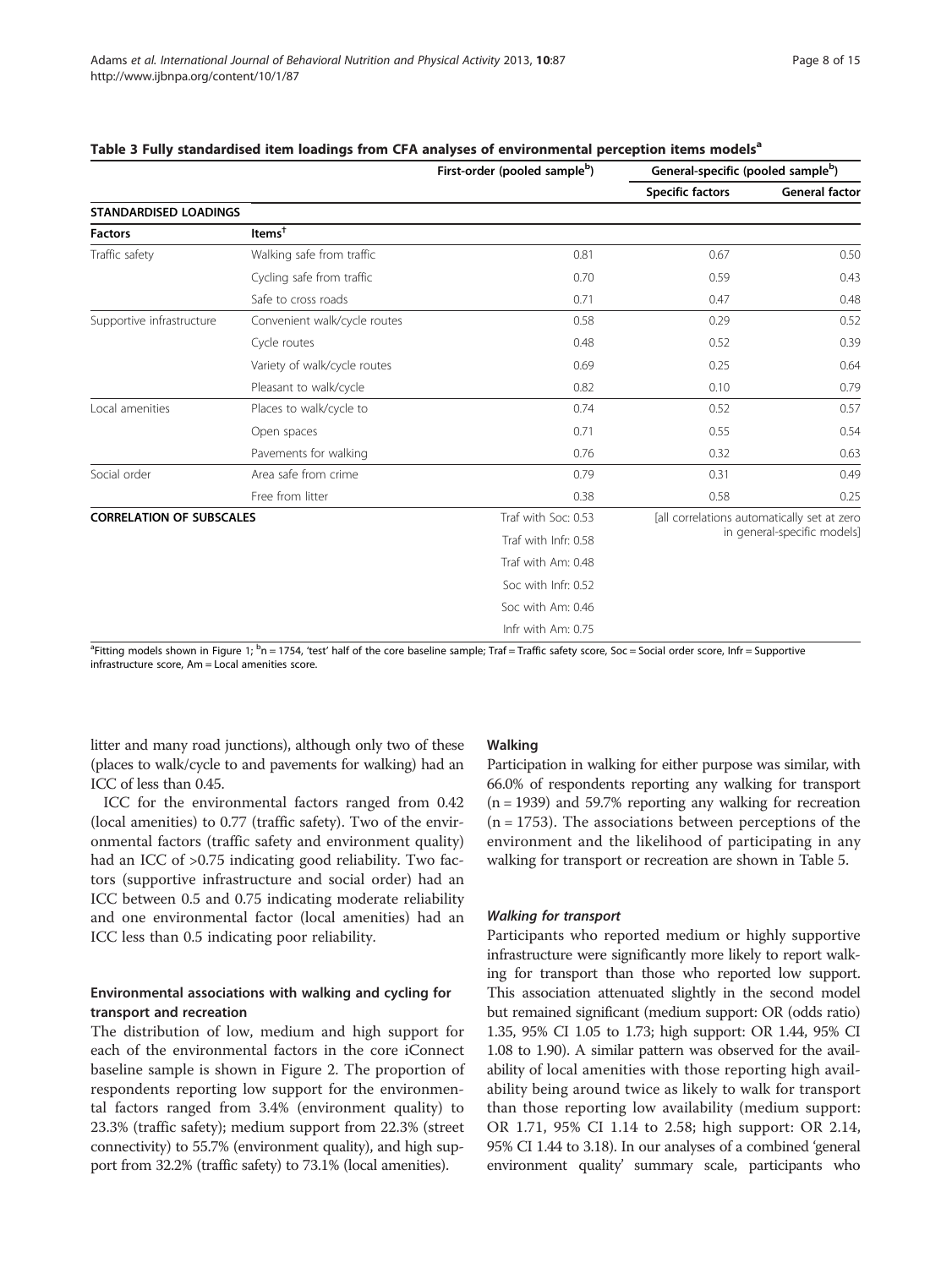**Table 3 Fully standardised item loadings from CFA analyses of environmental perception items models[a]**

| | | First-order (pooled sample[b]) | General-specific (pooled sample[b]) | |
|---|---|---|---|---|
| | | | Specific factors | General factor |
| **STANDARDISED LOADINGS** | | | | |
| **Factors** | **Items[†]** | | | |
| Traffic safety | Walking safe from traffic | 0.81 | 0.67 | 0.50 |
| | Cycling safe from traffic | 0.70 | 0.59 | 0.43 |
| | Safe to cross roads | 0.71 | 0.47 | 0.48 |
| Supportive infrastructure | Convenient walk/cycle routes | 0.58 | 0.29 | 0.52 |
| | Cycle routes | 0.48 | 0.52 | 0.39 |
| | Variety of walk/cycle routes | 0.69 | 0.25 | 0.64 |
| | Pleasant to walk/cycle | 0.82 | 0.10 | 0.79 |
| Local amenities | Places to walk/cycle to | 0.74 | 0.52 | 0.57 |
| | Open spaces | 0.71 | 0.55 | 0.54 |
| | Pavements for walking | 0.76 | 0.32 | 0.63 |
| Social order | Area safe from crime | 0.79 | 0.31 | 0.49 |
| | Free from litter | 0.38 | 0.58 | 0.25 |
| **CORRELATION OF SUBSCALES** | | Traf with Soc: 0.53 | [all correlations automatically set at zero in general-specific models] | |
| | | Traf with Infr: 0.58 | | |
| | | Traf with Am: 0.48 | | |
| | | Soc with Infr: 0.52 | | |
| | | Soc with Am: 0.46 | | |
| | | Infr with Am: 0.75 | | |

[a]Fitting models shown in Figure 1; [b]n = 1754, 'test' half of the core baseline sample; Traf = Traffic safety score, Soc = Social order score, Infr = Supportive infrastructure score, Am = Local amenities score.

litter and many road junctions), although only two of these (places to walk/cycle to and pavements for walking) had an ICC of less than 0.45.

ICC for the environmental factors ranged from 0.42 (local amenities) to 0.77 (traffic safety). Two of the environmental factors (traffic safety and environment quality) had an ICC of >0.75 indicating good reliability. Two factors (supportive infrastructure and social order) had an ICC between 0.5 and 0.75 indicating moderate reliability and one environmental factor (local amenities) had an ICC less than 0.5 indicating poor reliability.

### Environmental associations with walking and cycling for transport and recreation

The distribution of low, medium and high support for each of the environmental factors in the core iConnect baseline sample is shown in Figure 2. The proportion of respondents reporting low support for the environmental factors ranged from 3.4% (environment quality) to 23.3% (traffic safety); medium support from 22.3% (street connectivity) to 55.7% (environment quality), and high support from 32.2% (traffic safety) to 73.1% (local amenities).

### Walking

Participation in walking for either purpose was similar, with 66.0% of respondents reporting any walking for transport (n = 1939) and 59.7% reporting any walking for recreation (n = 1753). The associations between perceptions of the environment and the likelihood of participating in any walking for transport or recreation are shown in Table 5.

#### *Walking for transport*

Participants who reported medium or highly supportive infrastructure were significantly more likely to report walking for transport than those who reported low support. This association attenuated slightly in the second model but remained significant (medium support: OR (odds ratio) 1.35, 95% CI 1.05 to 1.73; high support: OR 1.44, 95% CI 1.08 to 1.90). A similar pattern was observed for the availability of local amenities with those reporting high availability being around twice as likely to walk for transport than those reporting low availability (medium support: OR 1.71, 95% CI 1.14 to 2.58; high support: OR 2.14, 95% CI 1.44 to 3.18). In our analyses of a combined 'general environment quality' summary scale, participants who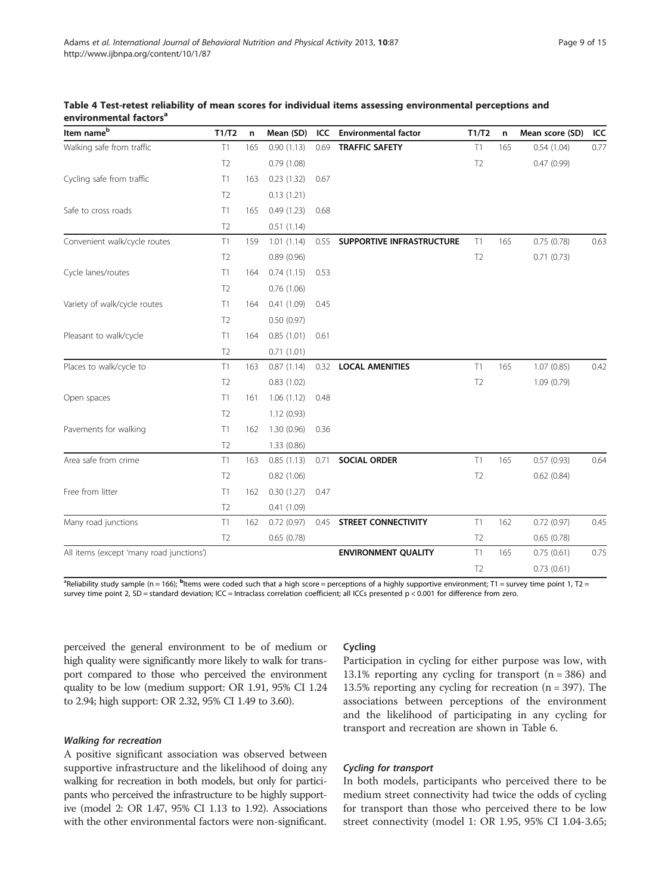**Table 4 Test-retest reliability of mean scores for individual items assessing environmental perceptions and environmental factors[a]**

| Item name[b] | T1/T2 | n | Mean (SD) | ICC | Environmental factor | T1/T2 | n | Mean score (SD) | ICC |
|---|---|---|---|---|---|---|---|---|---|
| Walking safe from traffic | T1 | 165 | 0.90 (1.13) | 0.69 | **TRAFFIC SAFETY** | T1 | 165 | 0.54 (1.04) | 0.77 |
| | T2 | | 0.79 (1.08) | | | T2 | | 0.47 (0.99) | |
| Cycling safe from traffic | T1 | 163 | 0.23 (1.32) | 0.67 | | | | | |
| | T2 | | 0.13 (1.21) | | | | | | |
| Safe to cross roads | T1 | 165 | 0.49 (1.23) | 0.68 | | | | | |
| | T2 | | 0.51 (1.14) | | | | | | |
| Convenient walk/cycle routes | T1 | 159 | 1.01 (1.14) | 0.55 | **SUPPORTIVE INFRASTRUCTURE** | T1 | 165 | 0.75 (0.78) | 0.63 |
| | T2 | | 0.89 (0.96) | | | T2 | | 0.71 (0.73) | |
| Cycle lanes/routes | T1 | 164 | 0.74 (1.15) | 0.53 | | | | | |
| | T2 | | 0.76 (1.06) | | | | | | |
| Variety of walk/cycle routes | T1 | 164 | 0.41 (1.09) | 0.45 | | | | | |
| | T2 | | 0.50 (0.97) | | | | | | |
| Pleasant to walk/cycle | T1 | 164 | 0.85 (1.01) | 0.61 | | | | | |
| | T2 | | 0.71 (1.01) | | | | | | |
| Places to walk/cycle to | T1 | 163 | 0.87 (1.14) | 0.32 | **LOCAL AMENITIES** | T1 | 165 | 1.07 (0.85) | 0.42 |
| | T2 | | 0.83 (1.02) | | | T2 | | 1.09 (0.79) | |
| Open spaces | T1 | 161 | 1.06 (1.12) | 0.48 | | | | | |
| | T2 | | 1.12 (0.93) | | | | | | |
| Pavements for walking | T1 | 162 | 1.30 (0.96) | 0.36 | | | | | |
| | T2 | | 1.33 (0.86) | | | | | | |
| Area safe from crime | T1 | 163 | 0.85 (1.13) | 0.71 | **SOCIAL ORDER** | T1 | 165 | 0.57 (0.93) | 0.64 |
| | T2 | | 0.82 (1.06) | | | T2 | | 0.62 (0.84) | |
| Free from litter | T1 | 162 | 0.30 (1.27) | 0.47 | | | | | |
| | T2 | | 0.41 (1.09) | | | | | | |
| Many road junctions | T1 | 162 | 0.72 (0.97) | 0.45 | **STREET CONNECTIVITY** | T1 | 162 | 0.72 (0.97) | 0.45 |
| | T2 | | 0.65 (0.78) | | | T2 | | 0.65 (0.78) | |
| All items (except 'many road junctions') | | | | | **ENVIRONMENT QUALITY** | T1 | 165 | 0.75 (0.61) | 0.75 |
| | | | | | | T2 | | 0.73 (0.61) | |

[a]Reliability study sample (n = 166); [b]Items were coded such that a high score = perceptions of a highly supportive environment; T1 = survey time point 1, T2 = survey time point 2, SD = standard deviation; ICC = Intraclass correlation coefficient; all ICCs presented p < 0.001 for difference from zero.

perceived the general environment to be of medium or high quality were significantly more likely to walk for transport compared to those who perceived the environment quality to be low (medium support: OR 1.91, 95% CI 1.24 to 2.94; high support: OR 2.32, 95% CI 1.49 to 3.60).

#### *Walking for recreation*

A positive significant association was observed between supportive infrastructure and the likelihood of doing any walking for recreation in both models, but only for participants who perceived the infrastructure to be highly supportive (model 2: OR 1.47, 95% CI 1.13 to 1.92). Associations with the other environmental factors were non-significant.

### Cycling

Participation in cycling for either purpose was low, with 13.1% reporting any cycling for transport (n = 386) and 13.5% reporting any cycling for recreation (n = 397). The associations between perceptions of the environment and the likelihood of participating in any cycling for transport and recreation are shown in Table 6.

#### *Cycling for transport*

In both models, participants who perceived there to be medium street connectivity had twice the odds of cycling for transport than those who perceived there to be low street connectivity (model 1: OR 1.95, 95% CI 1.04-3.65;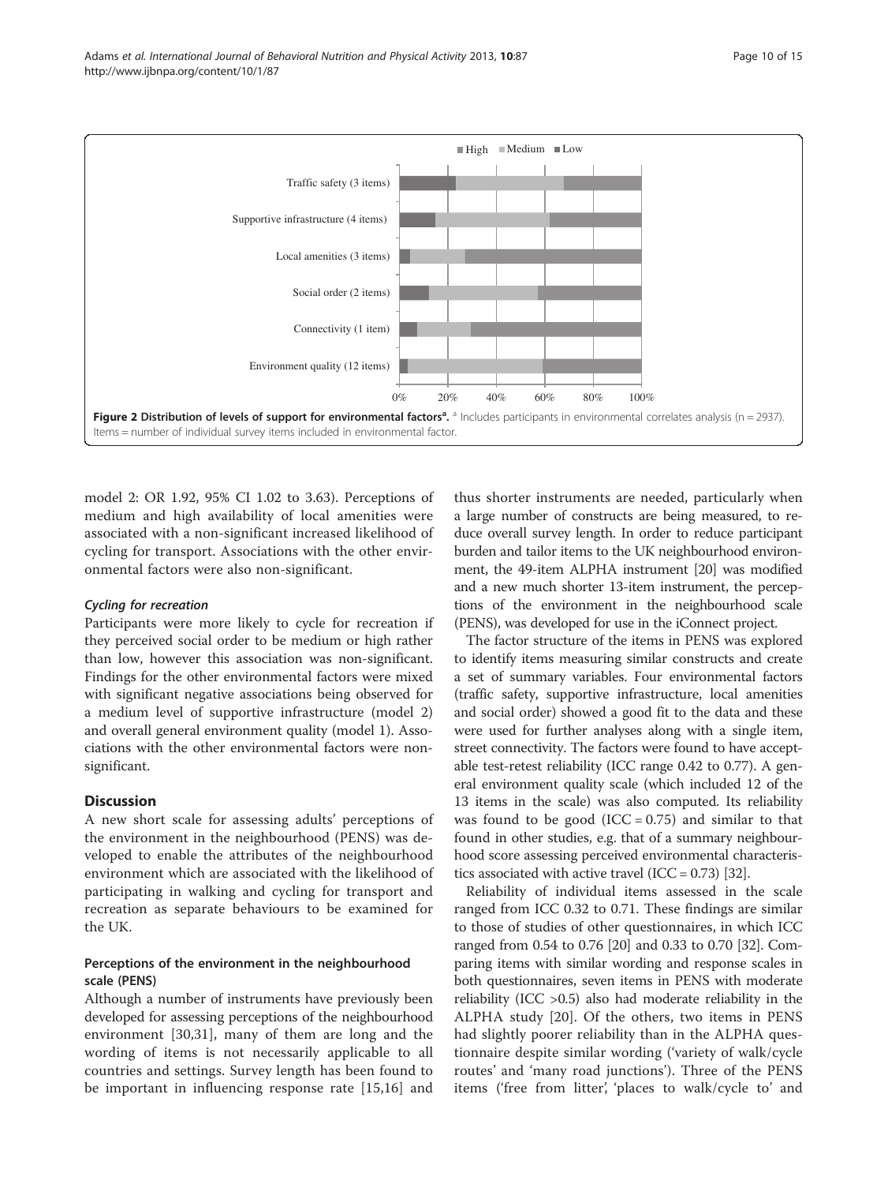**Figure 2 Distribution of levels of support for environmental factors[a].** [a] Includes participants in environmental correlates analysis (n = 2937). Items = number of individual survey items included in environmental factor.

model 2: OR 1.92, 95% CI 1.02 to 3.63). Perceptions of medium and high availability of local amenities were associated with a non-significant increased likelihood of cycling for transport. Associations with the other environmental factors were also non-significant.

*Cycling for recreation*

Participants were more likely to cycle for recreation if they perceived social order to be medium or high rather than low, however this association was non-significant. Findings for the other environmental factors were mixed with significant negative associations being observed for a medium level of supportive infrastructure (model 2) and overall general environment quality (model 1). Associations with the other environmental factors were non-significant.

## Discussion

A new short scale for assessing adults' perceptions of the environment in the neighbourhood (PENS) was developed to enable the attributes of the neighbourhood environment which are associated with the likelihood of participating in walking and cycling for transport and recreation as separate behaviours to be examined for the UK.

### Perceptions of the environment in the neighbourhood scale (PENS)

Although a number of instruments have previously been developed for assessing perceptions of the neighbourhood environment [30,31], many of them are long and the wording of items is not necessarily applicable to all countries and settings. Survey length has been found to be important in influencing response rate [15,16] and thus shorter instruments are needed, particularly when a large number of constructs are being measured, to reduce overall survey length. In order to reduce participant burden and tailor items to the UK neighbourhood environment, the 49-item ALPHA instrument [20] was modified and a new much shorter 13-item instrument, the perceptions of the environment in the neighbourhood scale (PENS), was developed for use in the iConnect project.

The factor structure of the items in PENS was explored to identify items measuring similar constructs and create a set of summary variables. Four environmental factors (traffic safety, supportive infrastructure, local amenities and social order) showed a good fit to the data and these were used for further analyses along with a single item, street connectivity. The factors were found to have acceptable test-retest reliability (ICC range 0.42 to 0.77). A general environment quality scale (which included 12 of the 13 items in the scale) was also computed. Its reliability was found to be good (ICC = 0.75) and similar to that found in other studies, e.g. that of a summary neighbourhood score assessing perceived environmental characteristics associated with active travel (ICC = 0.73) [32].

Reliability of individual items assessed in the scale ranged from ICC 0.32 to 0.71. These findings are similar to those of studies of other questionnaires, in which ICC ranged from 0.54 to 0.76 [20] and 0.33 to 0.70 [32]. Comparing items with similar wording and response scales in both questionnaires, seven items in PENS with moderate reliability (ICC >0.5) also had moderate reliability in the ALPHA study [20]. Of the others, two items in PENS had slightly poorer reliability than in the ALPHA questionnaire despite similar wording ('variety of walk/cycle routes' and 'many road junctions'). Three of the PENS items ('free from litter', 'places to walk/cycle to' and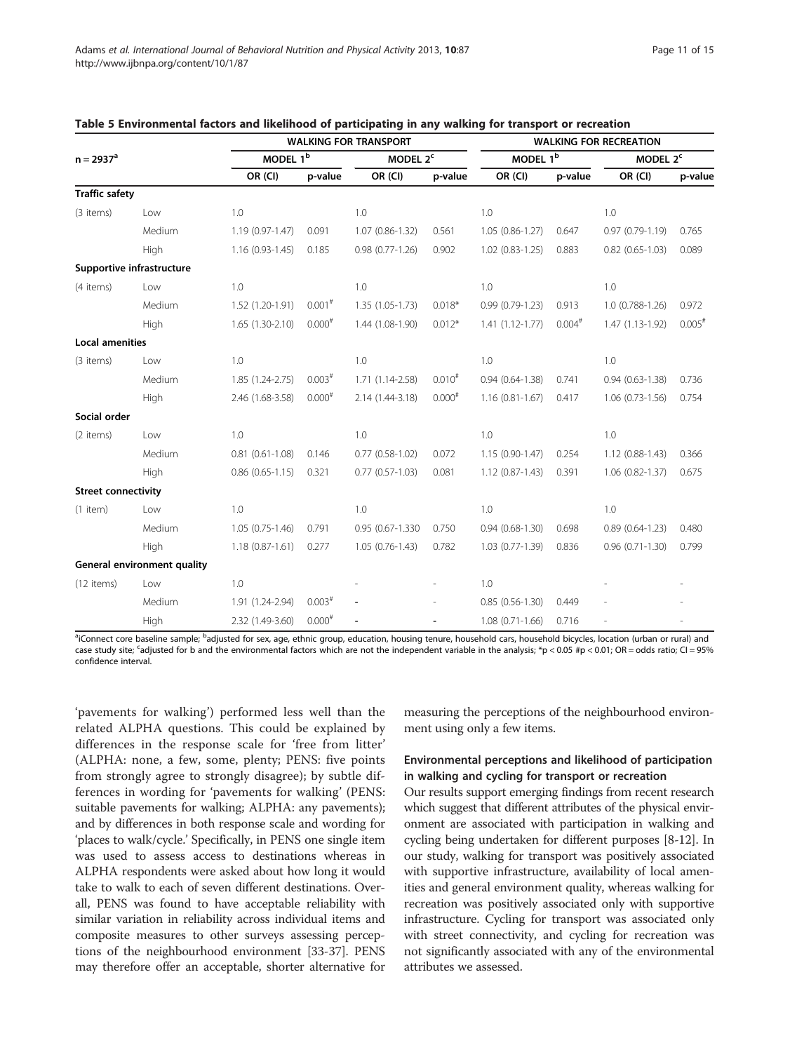**Table 5 Environmental factors and likelihood of participating in any walking for transport or recreation**

| n = 2937[a] | | WALKING FOR TRANSPORT | | | | WALKING FOR RECREATION | | | |
|---|---|---|---|---|---|---|---|---|---|
| | | MODEL 1[b] | | MODEL 2[c] | | MODEL 1[b] | | MODEL 2[c] | |
| | | OR (CI) | p-value | OR (CI) | p-value | OR (CI) | p-value | OR (CI) | p-value |
| **Traffic safety** | | | | | | | | | |
| (3 items) | Low | 1.0 | | 1.0 | | 1.0 | | 1.0 | |
| | Medium | 1.19 (0.97-1.47) | 0.091 | 1.07 (0.86-1.32) | 0.561 | 1.05 (0.86-1.27) | 0.647 | 0.97 (0.79-1.19) | 0.765 |
| | High | 1.16 (0.93-1.45) | 0.185 | 0.98 (0.77-1.26) | 0.902 | 1.02 (0.83-1.25) | 0.883 | 0.82 (0.65-1.03) | 0.089 |
| **Supportive infrastructure** | | | | | | | | | |
| (4 items) | Low | 1.0 | | 1.0 | | 1.0 | | 1.0 | |
| | Medium | 1.52 (1.20-1.91) | 0.001# | 1.35 (1.05-1.73) | 0.018* | 0.99 (0.79-1.23) | 0.913 | 1.0 (0.788-1.26) | 0.972 |
| | High | 1.65 (1.30-2.10) | 0.000# | 1.44 (1.08-1.90) | 0.012* | 1.41 (1.12-1.77) | 0.004# | 1.47 (1.13-1.92) | 0.005# |
| **Local amenities** | | | | | | | | | |
| (3 items) | Low | 1.0 | | 1.0 | | 1.0 | | 1.0 | |
| | Medium | 1.85 (1.24-2.75) | 0.003# | 1.71 (1.14-2.58) | 0.010# | 0.94 (0.64-1.38) | 0.741 | 0.94 (0.63-1.38) | 0.736 |
| | High | 2.46 (1.68-3.58) | 0.000# | 2.14 (1.44-3.18) | 0.000# | 1.16 (0.81-1.67) | 0.417 | 1.06 (0.73-1.56) | 0.754 |
| **Social order** | | | | | | | | | |
| (2 items) | Low | 1.0 | | 1.0 | | 1.0 | | 1.0 | |
| | Medium | 0.81 (0.61-1.08) | 0.146 | 0.77 (0.58-1.02) | 0.072 | 1.15 (0.90-1.47) | 0.254 | 1.12 (0.88-1.43) | 0.366 |
| | High | 0.86 (0.65-1.15) | 0.321 | 0.77 (0.57-1.03) | 0.081 | 1.12 (0.87-1.43) | 0.391 | 1.06 (0.82-1.37) | 0.675 |
| **Street connectivity** | | | | | | | | | |
| (1 item) | Low | 1.0 | | 1.0 | | 1.0 | | 1.0 | |
| | Medium | 1.05 (0.75-1.46) | 0.791 | 0.95 (0.67-1.330 | 0.750 | 0.94 (0.68-1.30) | 0.698 | 0.89 (0.64-1.23) | 0.480 |
| | High | 1.18 (0.87-1.61) | 0.277 | 1.05 (0.76-1.43) | 0.782 | 1.03 (0.77-1.39) | 0.836 | 0.96 (0.71-1.30) | 0.799 |
| **General environment quality** | | | | | | | | | |
| (12 items) | Low | 1.0 | | - | - | 1.0 | | - | - |
| | Medium | 1.91 (1.24-2.94) | 0.003# | - | - | 0.85 (0.56-1.30) | 0.449 | - | - |
| | High | 2.32 (1.49-3.60) | 0.000# | - | - | 1.08 (0.71-1.66) | 0.716 | - | - |

[a]iConnect core baseline sample; [b]adjusted for sex, age, ethnic group, education, housing tenure, household cars, household bicycles, location (urban or rural) and case study site; [c]adjusted for b and the environmental factors which are not the independent variable in the analysis; *p < 0.05 #p < 0.01; OR = odds ratio; CI = 95% confidence interval.

'pavements for walking') performed less well than the related ALPHA questions. This could be explained by differences in the response scale for 'free from litter' (ALPHA: none, a few, some, plenty; PENS: five points from strongly agree to strongly disagree); by subtle differences in wording for 'pavements for walking' (PENS: suitable pavements for walking; ALPHA: any pavements); and by differences in both response scale and wording for 'places to walk/cycle.' Specifically, in PENS one single item was used to assess access to destinations whereas in ALPHA respondents were asked about how long it would take to walk to each of seven different destinations. Overall, PENS was found to have acceptable reliability with similar variation in reliability across individual items and composite measures to other surveys assessing perceptions of the neighbourhood environment [33-37]. PENS may therefore offer an acceptable, shorter alternative for measuring the perceptions of the neighbourhood environment using only a few items.

### Environmental perceptions and likelihood of participation in walking and cycling for transport or recreation

Our results support emerging findings from recent research which suggest that different attributes of the physical environment are associated with participation in walking and cycling being undertaken for different purposes [8-12]. In our study, walking for transport was positively associated with supportive infrastructure, availability of local amenities and general environment quality, whereas walking for recreation was positively associated only with supportive infrastructure. Cycling for transport was associated only with street connectivity, and cycling for recreation was not significantly associated with any of the environmental attributes we assessed.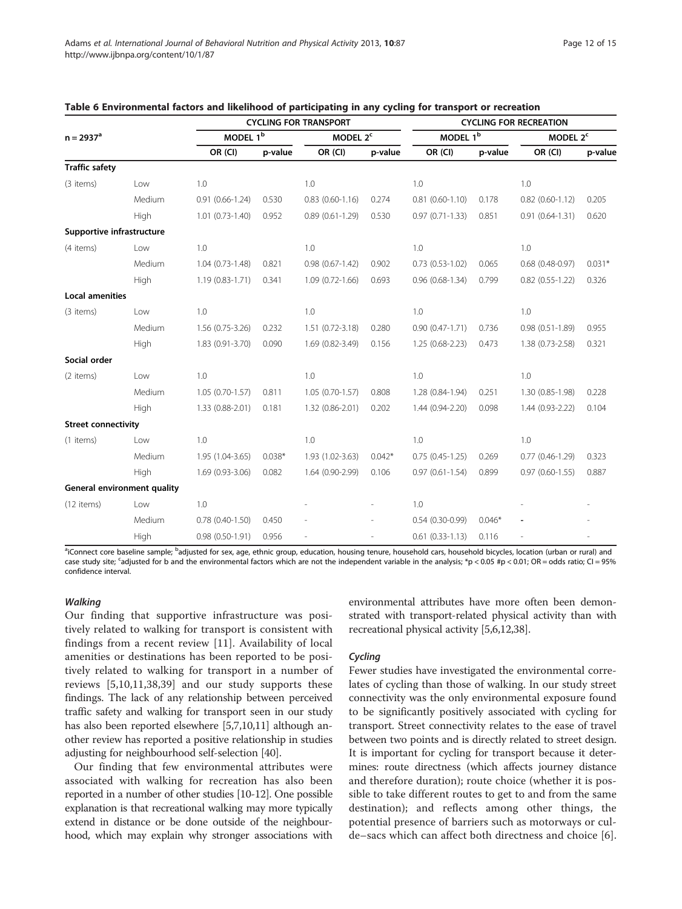**Table 6 Environmental factors and likelihood of participating in any cycling for transport or recreation**

| n = 2937[a] | | CYCLING FOR TRANSPORT | | | | CYCLING FOR RECREATION | | | |
|---|---|---|---|---|---|---|---|---|---|
| | | MODEL 1[b] | | MODEL 2[c] | | MODEL 1[b] | | MODEL 2[c] | |
| | | OR (CI) | p-value | OR (CI) | p-value | OR (CI) | p-value | OR (CI) | p-value |
| **Traffic safety** | | | | | | | | | |
| (3 items) | Low | 1.0 | | 1.0 | | 1.0 | | 1.0 | |
| | Medium | 0.91 (0.66-1.24) | 0.530 | 0.83 (0.60-1.16) | 0.274 | 0.81 (0.60-1.10) | 0.178 | 0.82 (0.60-1.12) | 0.205 |
| | High | 1.01 (0.73-1.40) | 0.952 | 0.89 (0.61-1.29) | 0.530 | 0.97 (0.71-1.33) | 0.851 | 0.91 (0.64-1.31) | 0.620 |
| **Supportive infrastructure** | | | | | | | | | |
| (4 items) | Low | 1.0 | | 1.0 | | 1.0 | | 1.0 | |
| | Medium | 1.04 (0.73-1.48) | 0.821 | 0.98 (0.67-1.42) | 0.902 | 0.73 (0.53-1.02) | 0.065 | 0.68 (0.48-0.97) | 0.031* |
| | High | 1.19 (0.83-1.71) | 0.341 | 1.09 (0.72-1.66) | 0.693 | 0.96 (0.68-1.34) | 0.799 | 0.82 (0.55-1.22) | 0.326 |
| **Local amenities** | | | | | | | | | |
| (3 items) | Low | 1.0 | | 1.0 | | 1.0 | | 1.0 | |
| | Medium | 1.56 (0.75-3.26) | 0.232 | 1.51 (0.72-3.18) | 0.280 | 0.90 (0.47-1.71) | 0.736 | 0.98 (0.51-1.89) | 0.955 |
| | High | 1.83 (0.91-3.70) | 0.090 | 1.69 (0.82-3.49) | 0.156 | 1.25 (0.68-2.23) | 0.473 | 1.38 (0.73-2.58) | 0.321 |
| **Social order** | | | | | | | | | |
| (2 items) | Low | 1.0 | | 1.0 | | 1.0 | | 1.0 | |
| | Medium | 1.05 (0.70-1.57) | 0.811 | 1.05 (0.70-1.57) | 0.808 | 1.28 (0.84-1.94) | 0.251 | 1.30 (0.85-1.98) | 0.228 |
| | High | 1.33 (0.88-2.01) | 0.181 | 1.32 (0.86-2.01) | 0.202 | 1.44 (0.94-2.20) | 0.098 | 1.44 (0.93-2.22) | 0.104 |
| **Street connectivity** | | | | | | | | | |
| (1 items) | Low | 1.0 | | 1.0 | | 1.0 | | 1.0 | |
| | Medium | 1.95 (1.04-3.65) | 0.038* | 1.93 (1.02-3.63) | 0.042* | 0.75 (0.45-1.25) | 0.269 | 0.77 (0.46-1.29) | 0.323 |
| | High | 1.69 (0.93-3.06) | 0.082 | 1.64 (0.90-2.99) | 0.106 | 0.97 (0.61-1.54) | 0.899 | 0.97 (0.60-1.55) | 0.887 |
| **General environment quality** | | | | | | | | | |
| (12 items) | Low | 1.0 | | - | - | 1.0 | | - | - |
| | Medium | 0.78 (0.40-1.50) | 0.450 | - | - | 0.54 (0.30-0.99) | 0.046* | - | - |
| | High | 0.98 (0.50-1.91) | 0.956 | - | - | 0.61 (0.33-1.13) | 0.116 | - | - |

[a]iConnect core baseline sample; [b]adjusted for sex, age, ethnic group, education, housing tenure, household cars, household bicycles, location (urban or rural) and case study site; [c]adjusted for b and the environmental factors which are not the independent variable in the analysis; *p < 0.05 #p < 0.01; OR = odds ratio; CI = 95% confidence interval.

#### *Walking*

Our finding that supportive infrastructure was positively related to walking for transport is consistent with findings from a recent review [11]. Availability of local amenities or destinations has been reported to be positively related to walking for transport in a number of reviews [5,10,11,38,39] and our study supports these findings. The lack of any relationship between perceived traffic safety and walking for transport seen in our study has also been reported elsewhere [5,7,10,11] although another review has reported a positive relationship in studies adjusting for neighbourhood self-selection [40].

Our finding that few environmental attributes were associated with walking for recreation has also been reported in a number of other studies [10-12]. One possible explanation is that recreational walking may more typically extend in distance or be done outside of the neighbourhood, which may explain why stronger associations with environmental attributes have more often been demonstrated with transport-related physical activity than with recreational physical activity [5,6,12,38].

#### *Cycling*

Fewer studies have investigated the environmental correlates of cycling than those of walking. In our study street connectivity was the only environmental exposure found to be significantly positively associated with cycling for transport. Street connectivity relates to the ease of travel between two points and is directly related to street design. It is important for cycling for transport because it determines: route directness (which affects journey distance and therefore duration); route choice (whether it is possible to take different routes to get to and from the same destination); and reflects among other things, the potential presence of barriers such as motorways or cul-de–sacs which can affect both directness and choice [6].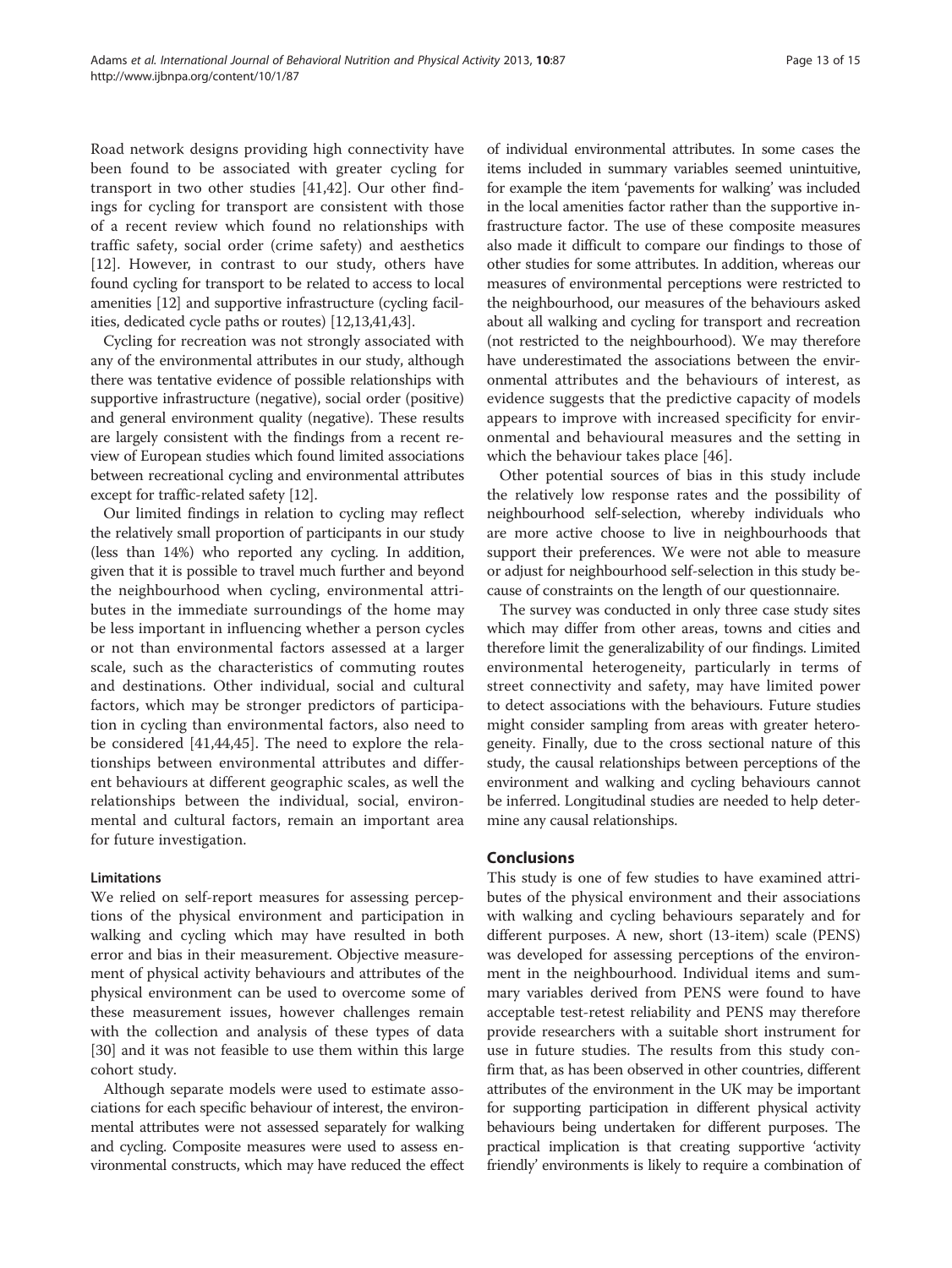Road network designs providing high connectivity have been found to be associated with greater cycling for transport in two other studies [41,42]. Our other findings for cycling for transport are consistent with those of a recent review which found no relationships with traffic safety, social order (crime safety) and aesthetics [12]. However, in contrast to our study, others have found cycling for transport to be related to access to local amenities [12] and supportive infrastructure (cycling facilities, dedicated cycle paths or routes) [12,13,41,43].

Cycling for recreation was not strongly associated with any of the environmental attributes in our study, although there was tentative evidence of possible relationships with supportive infrastructure (negative), social order (positive) and general environment quality (negative). These results are largely consistent with the findings from a recent review of European studies which found limited associations between recreational cycling and environmental attributes except for traffic-related safety [12].

Our limited findings in relation to cycling may reflect the relatively small proportion of participants in our study (less than 14%) who reported any cycling. In addition, given that it is possible to travel much further and beyond the neighbourhood when cycling, environmental attributes in the immediate surroundings of the home may be less important in influencing whether a person cycles or not than environmental factors assessed at a larger scale, such as the characteristics of commuting routes and destinations. Other individual, social and cultural factors, which may be stronger predictors of participation in cycling than environmental factors, also need to be considered [41,44,45]. The need to explore the relationships between environmental attributes and different behaviours at different geographic scales, as well the relationships between the individual, social, environmental and cultural factors, remain an important area for future investigation.

### Limitations

We relied on self-report measures for assessing perceptions of the physical environment and participation in walking and cycling which may have resulted in both error and bias in their measurement. Objective measurement of physical activity behaviours and attributes of the physical environment can be used to overcome some of these measurement issues, however challenges remain with the collection and analysis of these types of data [30] and it was not feasible to use them within this large cohort study.

Although separate models were used to estimate associations for each specific behaviour of interest, the environmental attributes were not assessed separately for walking and cycling. Composite measures were used to assess environmental constructs, which may have reduced the effect of individual environmental attributes. In some cases the items included in summary variables seemed unintuitive, for example the item 'pavements for walking' was included in the local amenities factor rather than the supportive infrastructure factor. The use of these composite measures also made it difficult to compare our findings to those of other studies for some attributes. In addition, whereas our measures of environmental perceptions were restricted to the neighbourhood, our measures of the behaviours asked about all walking and cycling for transport and recreation (not restricted to the neighbourhood). We may therefore have underestimated the associations between the environmental attributes and the behaviours of interest, as evidence suggests that the predictive capacity of models appears to improve with increased specificity for environmental and behavioural measures and the setting in which the behaviour takes place [46].

Other potential sources of bias in this study include the relatively low response rates and the possibility of neighbourhood self-selection, whereby individuals who are more active choose to live in neighbourhoods that support their preferences. We were not able to measure or adjust for neighbourhood self-selection in this study because of constraints on the length of our questionnaire.

The survey was conducted in only three case study sites which may differ from other areas, towns and cities and therefore limit the generalizability of our findings. Limited environmental heterogeneity, particularly in terms of street connectivity and safety, may have limited power to detect associations with the behaviours. Future studies might consider sampling from areas with greater heterogeneity. Finally, due to the cross sectional nature of this study, the causal relationships between perceptions of the environment and walking and cycling behaviours cannot be inferred. Longitudinal studies are needed to help determine any causal relationships.

## Conclusions

This study is one of few studies to have examined attributes of the physical environment and their associations with walking and cycling behaviours separately and for different purposes. A new, short (13-item) scale (PENS) was developed for assessing perceptions of the environment in the neighbourhood. Individual items and summary variables derived from PENS were found to have acceptable test-retest reliability and PENS may therefore provide researchers with a suitable short instrument for use in future studies. The results from this study confirm that, as has been observed in other countries, different attributes of the environment in the UK may be important for supporting participation in different physical activity behaviours being undertaken for different purposes. The practical implication is that creating supportive 'activity friendly' environments is likely to require a combination of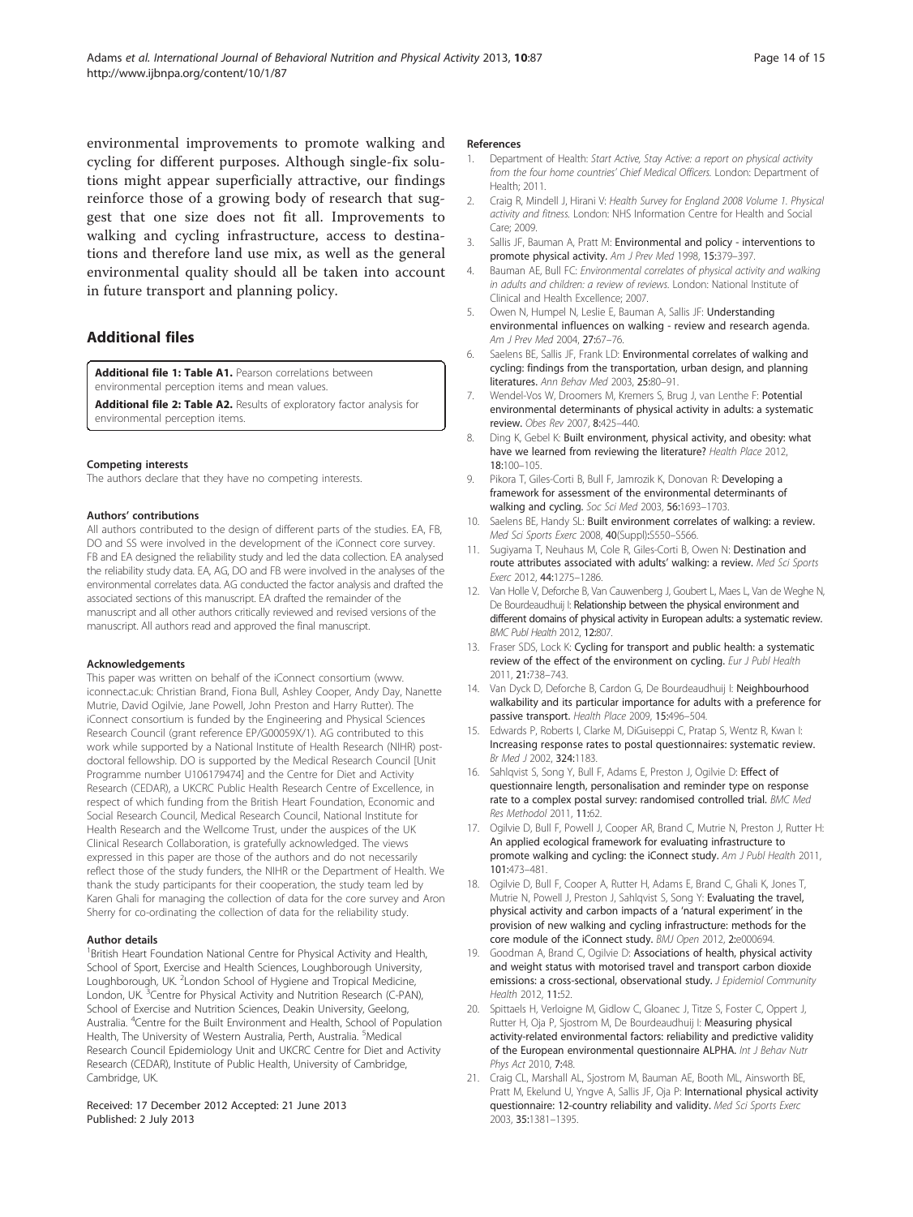environmental improvements to promote walking and cycling for different purposes. Although single-fix solutions might appear superficially attractive, our findings reinforce those of a growing body of research that suggest that one size does not fit all. Improvements to walking and cycling infrastructure, access to destinations and therefore land use mix, as well as the general environmental quality should all be taken into account in future transport and planning policy.

## Additional files

**Additional file 1: Table A1.** Pearson correlations between environmental perception items and mean values.

**Additional file 2: Table A2.** Results of exploratory factor analysis for environmental perception items.

#### Competing interests

The authors declare that they have no competing interests.

#### Authors' contributions

All authors contributed to the design of different parts of the studies. EA, FB, DO and SS were involved in the development of the iConnect core survey. FB and EA designed the reliability study and led the data collection. EA analysed the reliability study data. EA, AG, DO and FB were involved in the analyses of the environmental correlates data. AG conducted the factor analysis and drafted the associated sections of this manuscript. EA drafted the remainder of the manuscript and all other authors critically reviewed and revised versions of the manuscript. All authors read and approved the final manuscript.

#### Acknowledgements

This paper was written on behalf of the iConnect consortium (www.iconnect.ac.uk: Christian Brand, Fiona Bull, Ashley Cooper, Andy Day, Nanette Mutrie, David Ogilvie, Jane Powell, John Preston and Harry Rutter). The iConnect consortium is funded by the Engineering and Physical Sciences Research Council (grant reference EP/G00059X/1). AG contributed to this work while supported by a National Institute of Health Research (NIHR) post-doctoral fellowship. DO is supported by the Medical Research Council [Unit Programme number U106179474] and the Centre for Diet and Activity Research (CEDAR), a UKCRC Public Health Research Centre of Excellence, in respect of which funding from the British Heart Foundation, Economic and Social Research Council, Medical Research Council, National Institute for Health Research and the Wellcome Trust, under the auspices of the UK Clinical Research Collaboration, is gratefully acknowledged. The views expressed in this paper are those of the authors and do not necessarily reflect those of the study funders, the NIHR or the Department of Health. We thank the study participants for their cooperation, the study team led by Karen Ghali for managing the collection of data for the core survey and Aron Sherry for co-ordinating the collection of data for the reliability study.

#### Author details

[1]British Heart Foundation National Centre for Physical Activity and Health, School of Sport, Exercise and Health Sciences, Loughborough University, Loughborough, UK. [2]London School of Hygiene and Tropical Medicine, London, UK. [3]Centre for Physical Activity and Nutrition Research (C-PAN), School of Exercise and Nutrition Sciences, Deakin University, Geelong, Australia. [4]Centre for the Built Environment and Health, School of Population Health, The University of Western Australia, Perth, Australia. [5]Medical Research Council Epidemiology Unit and UKCRC Centre for Diet and Activity Research (CEDAR), Institute of Public Health, University of Cambridge, Cambridge, UK.

Received: 17 December 2012 Accepted: 21 June 2013
Published: 2 July 2013

#### References

1. Department of Health: *Start Active, Stay Active: a report on physical activity from the four home countries' Chief Medical Officers.* London: Department of Health; 2011.
2. Craig R, Mindell J, Hirani V: *Health Survey for England 2008 Volume 1. Physical activity and fitness.* London: NHS Information Centre for Health and Social Care; 2009.
3. Sallis JF, Bauman A, Pratt M: **Environmental and policy - interventions to promote physical activity.** *Am J Prev Med* 1998, **15:**379–397.
4. Bauman AE, Bull FC: *Environmental correlates of physical activity and walking in adults and children: a review of reviews.* London: National Institute of Clinical and Health Excellence; 2007.
5. Owen N, Humpel N, Leslie E, Bauman A, Sallis JF: **Understanding environmental influences on walking - review and research agenda.** *Am J Prev Med* 2004, **27:**67–76.
6. Saelens BE, Sallis JF, Frank LD: **Environmental correlates of walking and cycling: findings from the transportation, urban design, and planning literatures.** *Ann Behav Med* 2003, **25:**80–91.
7. Wendel-Vos W, Droomers M, Kremers S, Brug J, van Lenthe F: **Potential environmental determinants of physical activity in adults: a systematic review.** *Obes Rev* 2007, **8:**425–440.
8. Ding K, Gebel K: **Built environment, physical activity, and obesity: what have we learned from reviewing the literature?** *Health Place* 2012, **18:**100–105.
9. Pikora T, Giles-Corti B, Bull F, Jamrozik K, Donovan R: **Developing a framework for assessment of the environmental determinants of walking and cycling.** *Soc Sci Med* 2003, **56:**1693–1703.
10. Saelens BE, Handy SL: **Built environment correlates of walking: a review.** *Med Sci Sports Exerc* 2008, **40**(Suppl):S550–S566.
11. Sugiyama T, Neuhaus M, Cole R, Giles-Corti B, Owen N: **Destination and route attributes associated with adults' walking: a review.** *Med Sci Sports Exerc* 2012, **44:**1275–1286.
12. Van Holle V, Deforche B, Van Cauwenberg J, Goubert L, Maes L, Van de Weghe N, De Bourdeaudhuij I: **Relationship between the physical environment and different domains of physical activity in European adults: a systematic review.** *BMC Publ Health* 2012, **12:**807.
13. Fraser SDS, Lock K: **Cycling for transport and public health: a systematic review of the effect of the environment on cycling.** *Eur J Publ Health* 2011, **21:**738–743.
14. Van Dyck D, Deforche B, Cardon G, De Bourdeaudhuij I: **Neighbourhood walkability and its particular importance for adults with a preference for passive transport.** *Health Place* 2009, **15:**496–504.
15. Edwards P, Roberts I, Clarke M, DiGuiseppi C, Pratap S, Wentz R, Kwan I: **Increasing response rates to postal questionnaires: systematic review.** *Br Med J* 2002, **324:**1183.
16. Sahlqvist S, Song Y, Bull F, Adams E, Preston J, Ogilvie D: **Effect of questionnaire length, personalisation and reminder type on response rate to a complex postal survey: randomised controlled trial.** *BMC Med Res Methodol* 2011, **11:**62.
17. Ogilvie D, Bull F, Powell J, Cooper AR, Brand C, Mutrie N, Preston J, Rutter H: **An applied ecological framework for evaluating infrastructure to promote walking and cycling: the iConnect study.** *Am J Publ Health* 2011, **101:**473–481.
18. Ogilvie D, Bull F, Cooper A, Rutter H, Adams E, Brand C, Ghali K, Jones T, Mutrie N, Powell J, Preston J, Sahlqvist S, Song Y: **Evaluating the travel, physical activity and carbon impacts of a 'natural experiment' in the provision of new walking and cycling infrastructure: methods for the core module of the iConnect study.** *BMJ Open* 2012, **2:**e000694.
19. Goodman A, Brand C, Ogilvie D: **Associations of health, physical activity and weight status with motorised travel and transport carbon dioxide emissions: a cross-sectional, observational study.** *J Epidemiol Community Health* 2012, **11:**52.
20. Spittaels H, Verloigne M, Gidlow C, Gloanec J, Titze S, Foster C, Oppert J, Rutter H, Oja P, Sjostrom M, De Bourdeaudhuij I: **Measuring physical activity-related environmental factors: reliability and predictive validity of the European environmental questionnaire ALPHA.** *Int J Behav Nutr Phys Act* 2010, **7:**48.
21. Craig CL, Marshall AL, Sjostrom M, Bauman AE, Booth ML, Ainsworth BE, Pratt M, Ekelund U, Yngve A, Sallis JF, Oja P: **International physical activity questionnaire: 12-country reliability and validity.** *Med Sci Sports Exerc* 2003, **35:**1381–1395.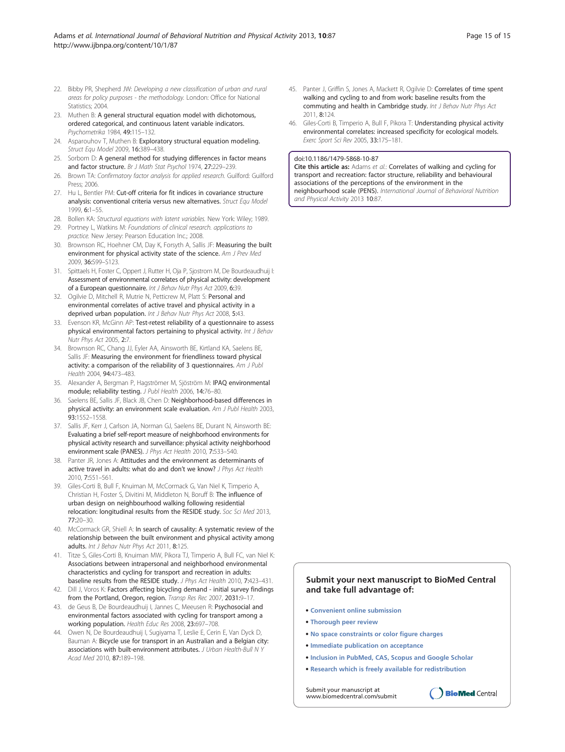22. Bibby PR, Shepherd JW: *Developing a new classification of urban and rural areas for policy purposes - the methodology.* London: Office for National Statistics; 2004.
23. Muthen B: **A general structural equation model with dichotomous, ordered categorical, and continuous latent variable indicators.** *Psychometrika* 1984, **49:**115–132.
24. Asparouhov T, Muthen B: **Exploratory structural equation modeling.** *Struct Equ Model* 2009, **16:**389–438.
25. Sorbom D: **A general method for studying differences in factor means and factor structure.** *Br J Math Stat Psychol* 1974, **27:**229–239.
26. Brown TA: *Confirmatory factor analysis for applied research.* Guilford: Guilford Press; 2006.
27. Hu L, Bentler PM: **Cut-off criteria for fit indices in covariance structure analysis: conventional criteria versus new alternatives.** *Struct Equ Model* 1999, **6:**1–55.
28. Bollen KA: *Structural equations with latent variables.* New York: Wiley; 1989.
29. Portney L, Watkins M: *Foundations of clinical research. applications to practice.* New Jersey: Pearson Education Inc.; 2008.
30. Brownson RC, Hoehner CM, Day K, Forsyth A, Sallis JF: **Measuring the built environment for physical activity state of the science.** *Am J Prev Med* 2009, **36:**S99–S123.
31. Spittaels H, Foster C, Oppert J, Rutter H, Oja P, Sjostrom M, De Bourdeaudhuij I: **Assessment of environmental correlates of physical activity: development of a European questionnaire.** *Int J Behav Nutr Phys Act* 2009, **6:**39.
32. Ogilvie D, Mitchell R, Mutrie N, Petticrew M, Platt S: **Personal and environmental correlates of active travel and physical activity in a deprived urban population.** *Int J Behav Nutr Phys Act* 2008, **5:**43.
33. Evenson KR, McGinn AP: **Test-retest reliability of a questionnaire to assess physical environmental factors pertaining to physical activity.** *Int J Behav Nutr Phys Act* 2005, **2:**7.
34. Brownson RC, Chang JJ, Eyler AA, Ainsworth BE, Kirtland KA, Saelens BE, Sallis JF: **Measuring the environment for friendliness toward physical activity: a comparison of the reliability of 3 questionnaires.** *Am J Publ Health* 2004, **94:**473–483.
35. Alexander A, Bergman P, Hagströmer M, Sjöström M: **IPAQ environmental module; reliability testing.** *J Publ Health* 2006, **14:**76–80.
36. Saelens BE, Sallis JF, Black JB, Chen D: **Neighborhood-based differences in physical activity: an environment scale evaluation.** *Am J Publ Health* 2003, **93:**1552–1558.
37. Sallis JF, Kerr J, Carlson JA, Norman GJ, Saelens BE, Durant N, Ainsworth BE: **Evaluating a brief self-report measure of neighborhood environments for physical activity research and surveillance: physical activity neighborhood environment scale (PANES).** *J Phys Act Health* 2010, **7:**533–540.
38. Panter JR, Jones A: **Attitudes and the environment as determinants of active travel in adults: what do and don't we know?** *J Phys Act Health* 2010, **7:**551–561.
39. Giles-Corti B, Bull F, Knuiman M, McCormack G, Van Niel K, Timperio A, Christian H, Foster S, Divitini M, Middleton N, Boruff B: **The influence of urban design on neighbourhood walking following residential relocation: longitudinal results from the RESIDE study.** *Soc Sci Med* 2013, **77:**20–30.
40. McCormack GR, Shiell A: **In search of causality: A systematic review of the relationship between the built environment and physical activity among adults.** *Int J Behav Nutr Phys Act* 2011, **8:**125.
41. Titze S, Giles-Corti B, Knuiman MW, Pikora TJ, Timperio A, Bull FC, van Niel K: **Associations between intrapersonal and neighborhood environmental characteristics and cycling for transport and recreation in adults: baseline results from the RESIDE study.** *J Phys Act Health* 2010, **7:**423–431.
42. Dill J, Voros K: **Factors affecting bicycling demand - initial survey findings from the Portland, Oregon, region.** *Transp Res Rec* 2007, **2031:**9–17.
43. de Geus B, De Bourdeaudhuij I, Jannes C, Meeusen R: **Psychosocial and environmental factors associated with cycling for transport among a working population.** *Health Educ Res* 2008, **23:**697–708.
44. Owen N, De Bourdeaudhuij I, Sugiyama T, Leslie E, Cerin E, Van Dyck D, Bauman A: **Bicycle use for transport in an Australian and a Belgian city: associations with built-environment attributes.** *J Urban Health-Bull N Y Acad Med* 2010, **87:**189–198.
45. Panter J, Griffin S, Jones A, Mackett R, Ogilvie D: **Correlates of time spent walking and cycling to and from work: baseline results from the commuting and health in Cambridge study.** *Int J Behav Nutr Phys Act* 2011, **8:**124.
46. Giles-Corti B, Timperio A, Bull F, Pikora T: **Understanding physical activity environmental correlates: increased specificity for ecological models.** *Exerc Sport Sci Rev* 2005, **33:**175–181.

doi:10.1186/1479-5868-10-87

**Cite this article as:** Adams *et al.*: Correlates of walking and cycling for transport and recreation: factor structure, reliability and behavioural associations of the perceptions of the environment in the neighbourhood scale (PENS). *International Journal of Behavioral Nutrition and Physical Activity* 2013 **10**:87.

**Submit your next manuscript to BioMed Central and take full advantage of:**

- **Convenient online submission**
- **Thorough peer review**
- **No space constraints or color figure charges**
- **Immediate publication on acceptance**
- **Inclusion in PubMed, CAS, Scopus and Google Scholar**
- **Research which is freely available for redistribution**

Submit your manuscript at www.biomedcentral.com/submit

BioMed Central